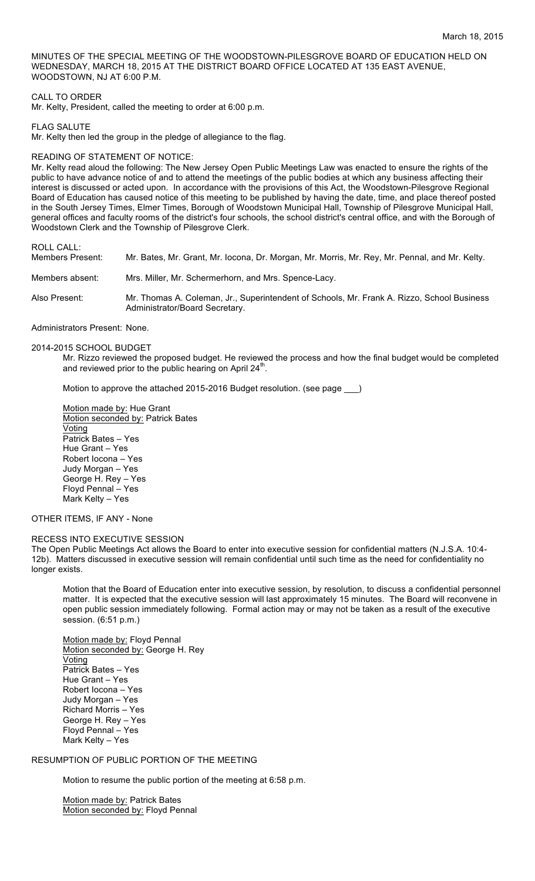MINUTES OF THE SPECIAL MEETING OF THE WOODSTOWN-PILESGROVE BOARD OF EDUCATION HELD ON WEDNESDAY, MARCH 18, 2015 AT THE DISTRICT BOARD OFFICE LOCATED AT 135 EAST AVENUE, WOODSTOWN, NJ AT 6:00 P.M.

CALL TO ORDER
Mr. Kelty, President, called the meeting to order at 6:00 p.m.

FLAG SALUTE
Mr. Kelty then led the group in the pledge of allegiance to the flag.

READING OF STATEMENT OF NOTICE:
Mr. Kelty read aloud the following: The New Jersey Open Public Meetings Law was enacted to ensure the rights of the public to have advance notice of and to attend the meetings of the public bodies at which any business affecting their interest is discussed or acted upon. In accordance with the provisions of this Act, the Woodstown-Pilesgrove Regional Board of Education has caused notice of this meeting to be published by having the date, time, and place thereof posted in the South Jersey Times, Elmer Times, Borough of Woodstown Municipal Hall, Township of Pilesgrove Municipal Hall, general offices and faculty rooms of the district's four schools, the school district's central office, and with the Borough of Woodstown Clerk and the Township of Pilesgrove Clerk.

ROLL CALL:

Members Present: Mr. Bates, Mr. Grant, Mr. Iocona, Dr. Morgan, Mr. Morris, Mr. Rey, Mr. Pennal, and Mr. Kelty.

Members absent: Mrs. Miller, Mr. Schermerhorn, and Mrs. Spence-Lacy.

Also Present: Mr. Thomas A. Coleman, Jr., Superintendent of Schools, Mr. Frank A. Rizzo, School Business Administrator/Board Secretary.

Administrators Present: None.

2014-2015 SCHOOL BUDGET

Mr. Rizzo reviewed the proposed budget. He reviewed the process and how the final budget would be completed and reviewed prior to the public hearing on April 24th.

Motion to approve the attached 2015-2016 Budget resolution. (see page ___)

Motion made by: Hue Grant
Motion seconded by: Patrick Bates
Voting
Patrick Bates – Yes
Hue Grant – Yes
Robert Iocona – Yes
Judy Morgan – Yes
George H. Rey – Yes
Floyd Pennal – Yes
Mark Kelty – Yes

OTHER ITEMS, IF ANY - None

RECESS INTO EXECUTIVE SESSION
The Open Public Meetings Act allows the Board to enter into executive session for confidential matters (N.J.S.A. 10:4-12b). Matters discussed in executive session will remain confidential until such time as the need for confidentiality no longer exists.

Motion that the Board of Education enter into executive session, by resolution, to discuss a confidential personnel matter. It is expected that the executive session will last approximately 15 minutes. The Board will reconvene in open public session immediately following. Formal action may or may not be taken as a result of the executive session. (6:51 p.m.)

Motion made by: Floyd Pennal
Motion seconded by: George H. Rey
Voting
Patrick Bates – Yes
Hue Grant – Yes
Robert Iocona – Yes
Judy Morgan – Yes
Richard Morris – Yes
George H. Rey – Yes
Floyd Pennal – Yes
Mark Kelty – Yes

RESUMPTION OF PUBLIC PORTION OF THE MEETING

Motion to resume the public portion of the meeting at 6:58 p.m.

Motion made by: Patrick Bates
Motion seconded by: Floyd Pennal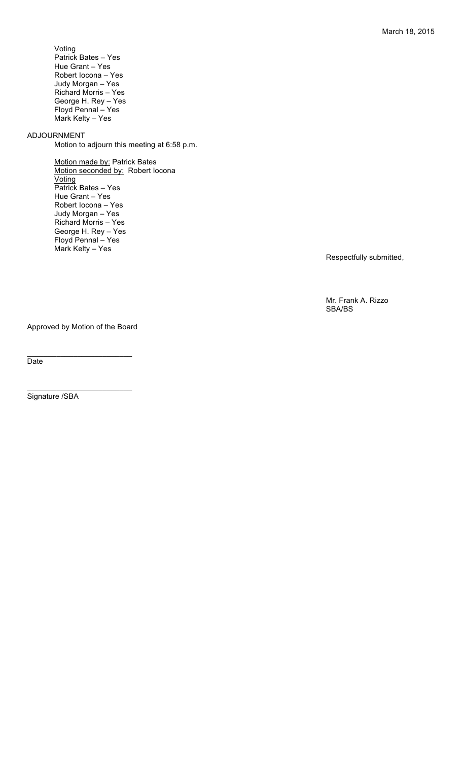Voting
Patrick Bates – Yes
Hue Grant – Yes
Robert Iocona – Yes
Judy Morgan – Yes
Richard Morris – Yes
George H. Rey – Yes
Floyd Pennal – Yes
Mark Kelty – Yes

ADJOURNMENT

Motion to adjourn this meeting at 6:58 p.m.

Motion made by: Patrick Bates
Motion seconded by: Robert Iocona
Voting
Patrick Bates – Yes
Hue Grant – Yes
Robert Iocona – Yes
Judy Morgan – Yes
Richard Morris – Yes
George H. Rey – Yes
Floyd Pennal – Yes
Mark Kelty – Yes

Respectfully submitted,

Mr. Frank A. Rizzo
SBA/BS

Approved by Motion of the Board

\_\_\_\_\_\_\_\_\_\_\_\_\_\_\_\_\_\_\_\_\_\_\_\_\_\_
Date

\_\_\_\_\_\_\_\_\_\_\_\_\_\_\_\_\_\_\_\_\_\_\_\_\_\_
Signature /SBA